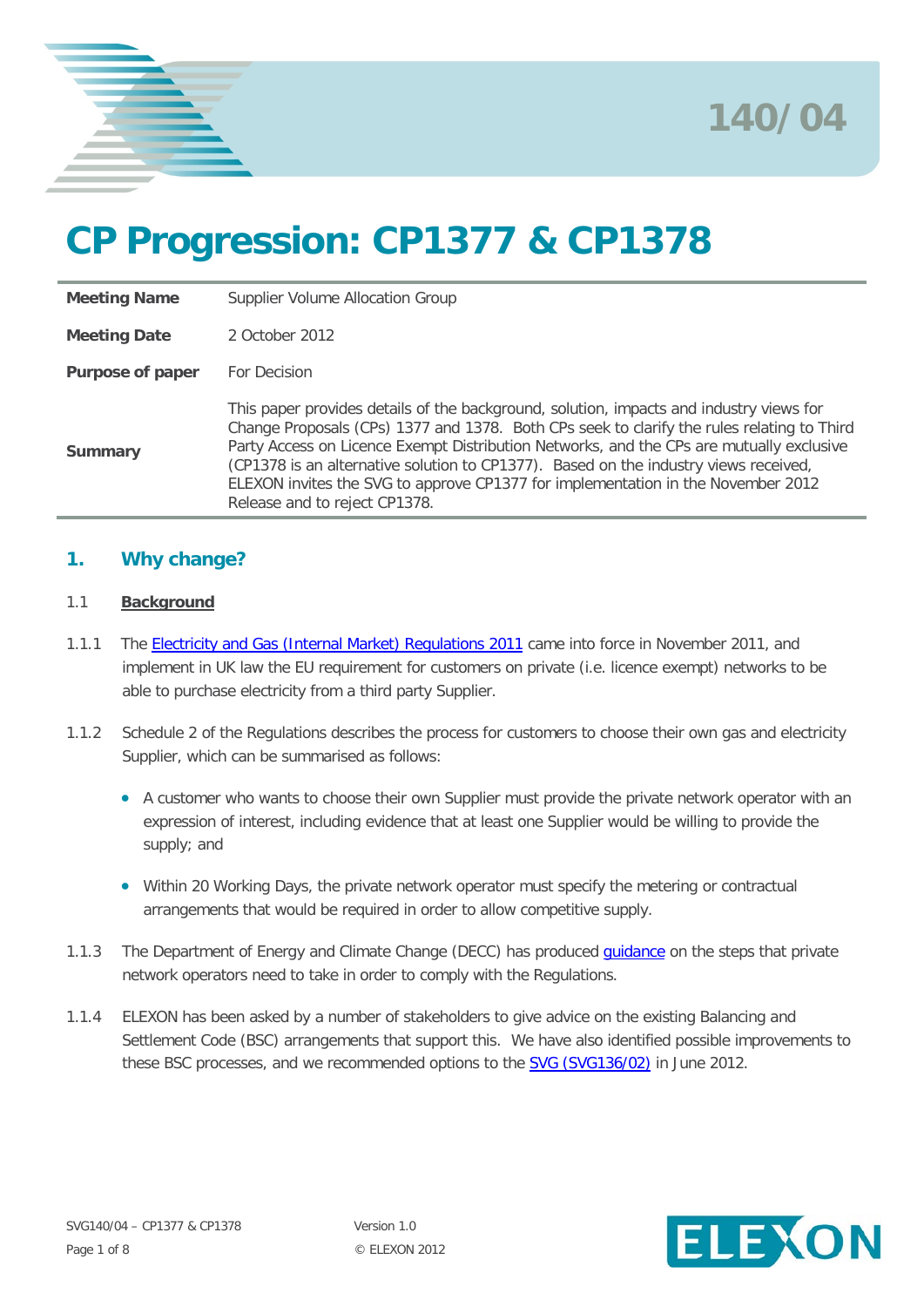140/04

# CP Progression: CP1377 & CP1378

| | |
|---|---|
| **Meeting Name** | Supplier Volume Allocation Group |
| **Meeting Date** | 2 October 2012 |
| **Purpose of paper** | For Decision |
| **Summary** | This paper provides details of the background, solution, impacts and industry views for Change Proposals (CPs) 1377 and 1378. Both CPs seek to clarify the rules relating to Third Party Access on Licence Exempt Distribution Networks, and the CPs are mutually exclusive (CP1378 is an alternative solution to CP1377). Based on the industry views received, ELEXON invites the SVG to approve CP1377 for implementation in the November 2012 Release and to reject CP1378. |

## 1. Why change?

### 1.1 Background

1.1.1 The Electricity and Gas (Internal Market) Regulations 2011 came into force in November 2011, and implement in UK law the EU requirement for customers on private (i.e. licence exempt) networks to be able to purchase electricity from a third party Supplier.

1.1.2 Schedule 2 of the Regulations describes the process for customers to choose their own gas and electricity Supplier, which can be summarised as follows:

- A customer who wants to choose their own Supplier must provide the private network operator with an expression of interest, including evidence that at least one Supplier would be willing to provide the supply; and
- Within 20 Working Days, the private network operator must specify the metering or contractual arrangements that would be required in order to allow competitive supply.

1.1.3 The Department of Energy and Climate Change (DECC) has produced guidance on the steps that private network operators need to take in order to comply with the Regulations.

1.1.4 ELEXON has been asked by a number of stakeholders to give advice on the existing Balancing and Settlement Code (BSC) arrangements that support this. We have also identified possible improvements to these BSC processes, and we recommended options to the SVG (SVG136/02) in June 2012.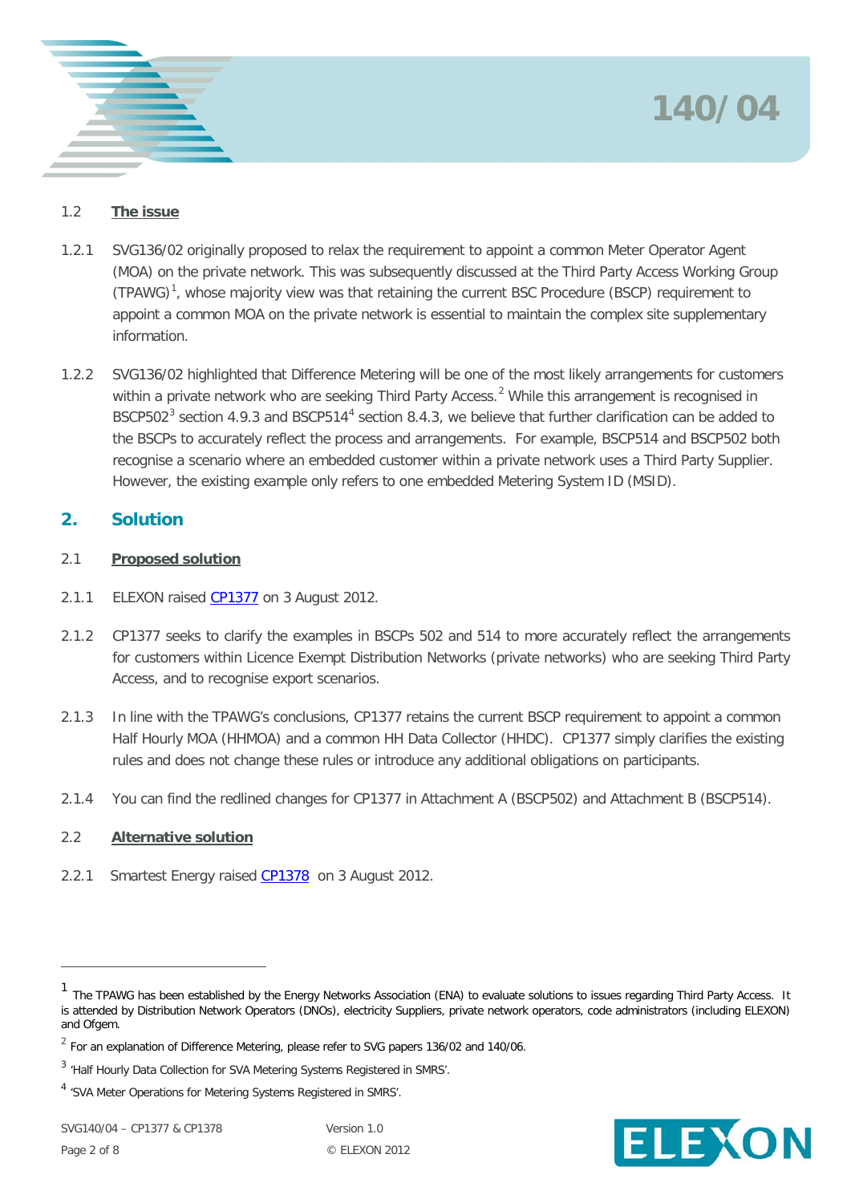### 1.2 The issue

1.2.1 SVG136/02 originally proposed to relax the requirement to appoint a common Meter Operator Agent (MOA) on the private network. This was subsequently discussed at the Third Party Access Working Group (TPAWG)[1], whose majority view was that retaining the current BSC Procedure (BSCP) requirement to appoint a common MOA on the private network is essential to maintain the complex site supplementary information.

1.2.2 SVG136/02 highlighted that Difference Metering will be one of the most likely arrangements for customers within a private network who are seeking Third Party Access.[2] While this arrangement is recognised in BSCP502[3] section 4.9.3 and BSCP514[4] section 8.4.3, we believe that further clarification can be added to the BSCPs to accurately reflect the process and arrangements. For example, BSCP514 and BSCP502 both recognise a scenario where an embedded customer within a private network uses a Third Party Supplier. However, the existing example only refers to one embedded Metering System ID (MSID).

## 2. Solution

### 2.1 Proposed solution

2.1.1 ELEXON raised CP1377 on 3 August 2012.

2.1.2 CP1377 seeks to clarify the examples in BSCPs 502 and 514 to more accurately reflect the arrangements for customers within Licence Exempt Distribution Networks (private networks) who are seeking Third Party Access, and to recognise export scenarios.

2.1.3 In line with the TPAWG's conclusions, CP1377 retains the current BSCP requirement to appoint a common Half Hourly MOA (HHMOA) and a common HH Data Collector (HHDC). CP1377 simply clarifies the existing rules and does not change these rules or introduce any additional obligations on participants.

2.1.4 You can find the redlined changes for CP1377 in Attachment A (BSCP502) and Attachment B (BSCP514).

### 2.2 Alternative solution

2.2.1 Smartest Energy raised CP1378 on 3 August 2012.

---

[1] The TPAWG has been established by the Energy Networks Association (ENA) to evaluate solutions to issues regarding Third Party Access. It is attended by Distribution Network Operators (DNOs), electricity Suppliers, private network operators, code administrators (including ELEXON) and Ofgem.

[2] For an explanation of Difference Metering, please refer to SVG papers 136/02 and 140/06.

[3] 'Half Hourly Data Collection for SVA Metering Systems Registered in SMRS'.

[4] 'SVA Meter Operations for Metering Systems Registered in SMRS'.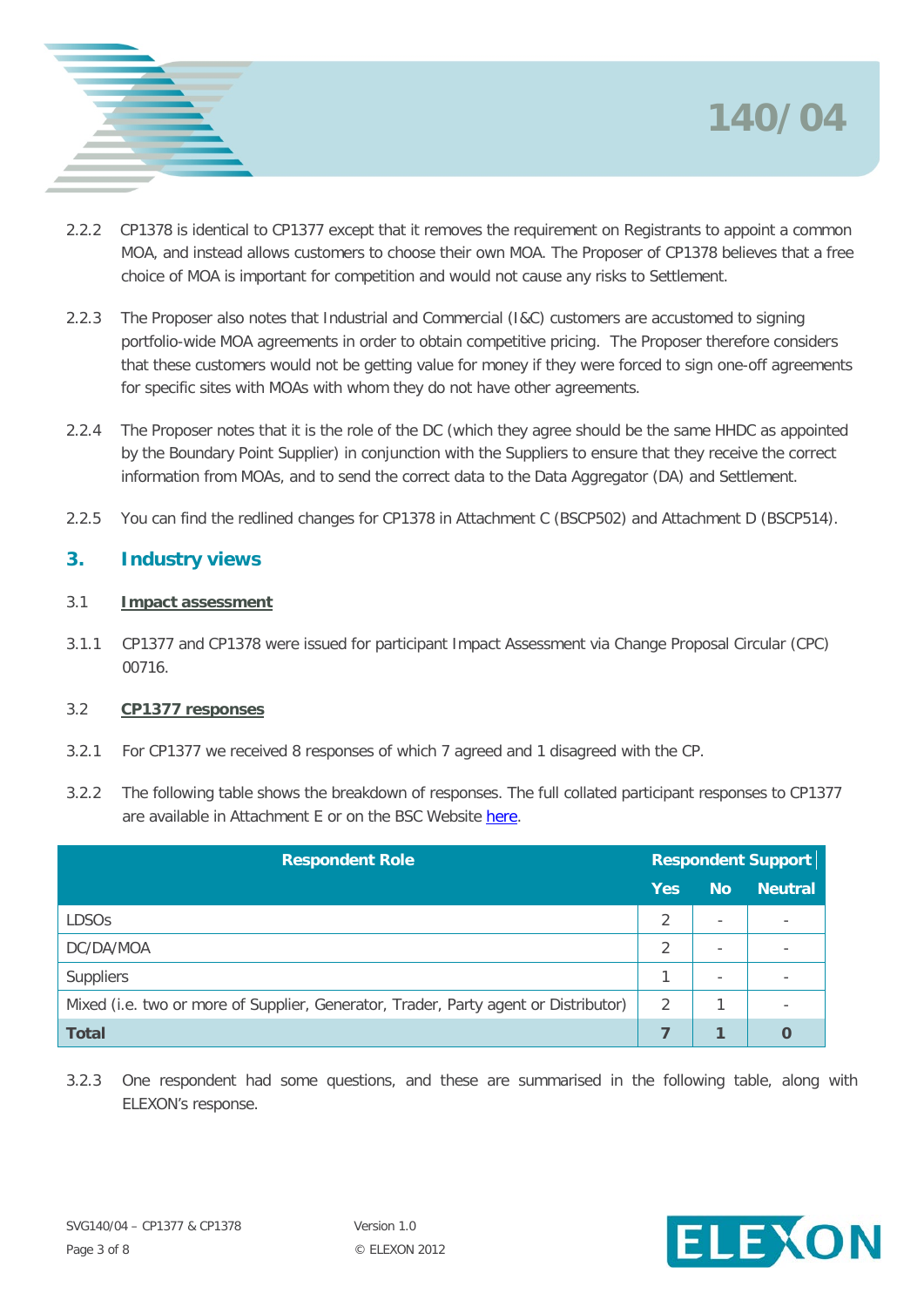2.2.2 CP1378 is identical to CP1377 except that it removes the requirement on Registrants to appoint a common MOA, and instead allows customers to choose their own MOA. The Proposer of CP1378 believes that a free choice of MOA is important for competition and would not cause any risks to Settlement.

2.2.3 The Proposer also notes that Industrial and Commercial (I&C) customers are accustomed to signing portfolio-wide MOA agreements in order to obtain competitive pricing. The Proposer therefore considers that these customers would not be getting value for money if they were forced to sign one-off agreements for specific sites with MOAs with whom they do not have other agreements.

2.2.4 The Proposer notes that it is the role of the DC (which they agree should be the same HHDC as appointed by the Boundary Point Supplier) in conjunction with the Suppliers to ensure that they receive the correct information from MOAs, and to send the correct data to the Data Aggregator (DA) and Settlement.

2.2.5 You can find the redlined changes for CP1378 in Attachment C (BSCP502) and Attachment D (BSCP514).

## 3. Industry views

### 3.1 Impact assessment

3.1.1 CP1377 and CP1378 were issued for participant Impact Assessment via Change Proposal Circular (CPC) 00716.

### 3.2 CP1377 responses

3.2.1 For CP1377 we received 8 responses of which 7 agreed and 1 disagreed with the CP.

3.2.2 The following table shows the breakdown of responses. The full collated participant responses to CP1377 are available in Attachment E or on the BSC Website here.

| Respondent Role | Respondent Support | | |
|---|---|---|---|
| | **Yes** | **No** | **Neutral** |
| LDSOs | 2 | - | - |
| DC/DA/MOA | 2 | - | - |
| Suppliers | 1 | - | - |
| Mixed (i.e. two or more of Supplier, Generator, Trader, Party agent or Distributor) | 2 | 1 | - |
| **Total** | **7** | **1** | **0** |

3.2.3 One respondent had some questions, and these are summarised in the following table, along with ELEXON's response.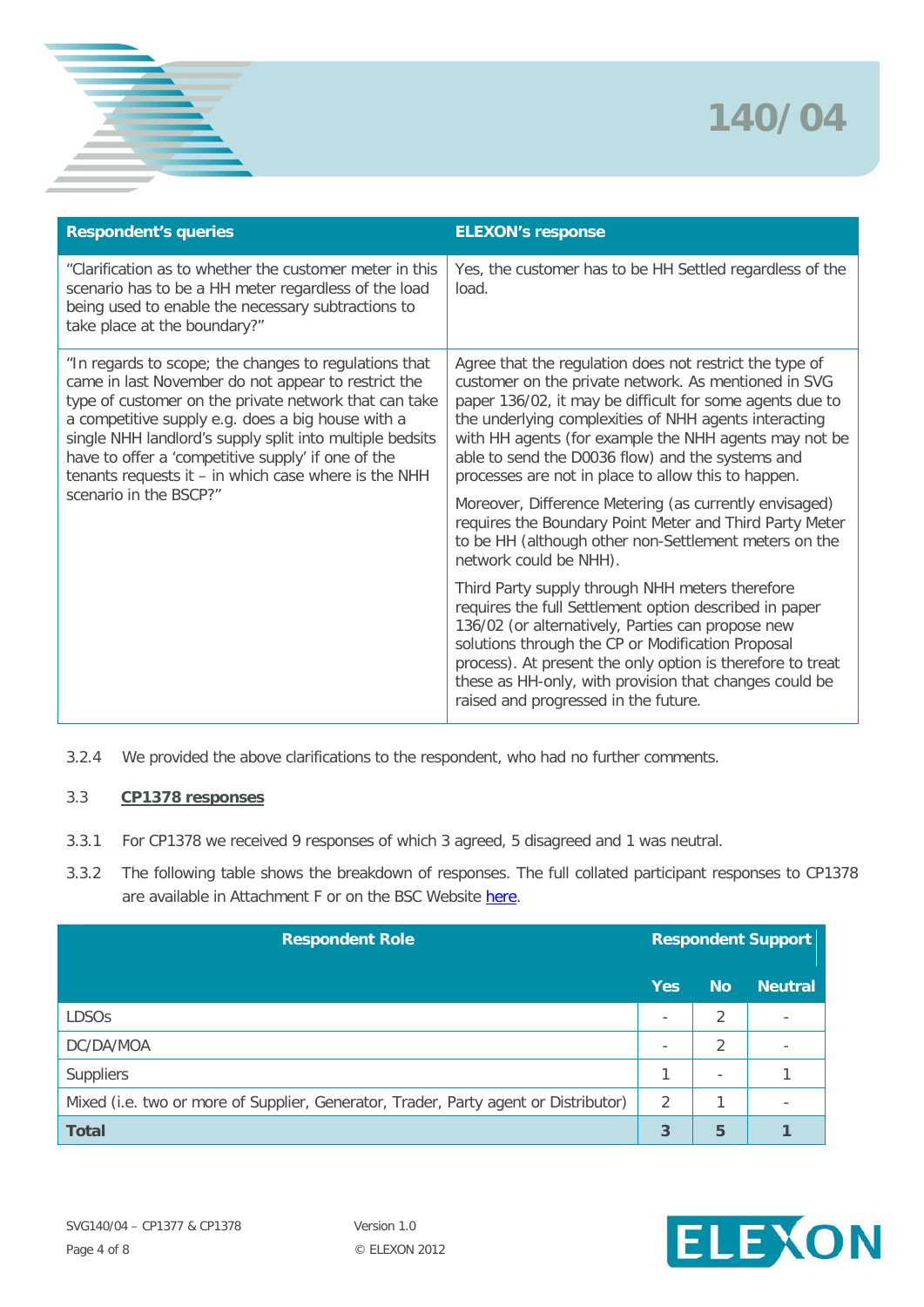| Respondent's queries | ELEXON's response |
|---|---|
| "Clarification as to whether the customer meter in this scenario has to be a HH meter regardless of the load being used to enable the necessary subtractions to take place at the boundary?" | Yes, the customer has to be HH Settled regardless of the load. |
| "In regards to scope; the changes to regulations that came in last November do not appear to restrict the type of customer on the private network that can take a competitive supply e.g. does a big house with a single NHH landlord's supply split into multiple bedsits have to offer a 'competitive supply' if one of the tenants requests it – in which case where is the NHH scenario in the BSCP?" | Agree that the regulation does not restrict the type of customer on the private network. As mentioned in SVG paper 136/02, it may be difficult for some agents due to the underlying complexities of NHH agents interacting with HH agents (for example the NHH agents may not be able to send the D0036 flow) and the systems and processes are not in place to allow this to happen.<br><br>Moreover, Difference Metering (as currently envisaged) requires the Boundary Point Meter and Third Party Meter to be HH (although other non-Settlement meters on the network could be NHH).<br><br>Third Party supply through NHH meters therefore requires the full Settlement option described in paper 136/02 (or alternatively, Parties can propose new solutions through the CP or Modification Proposal process). At present the only option is therefore to treat these as HH-only, with provision that changes could be raised and progressed in the future. |

3.2.4 We provided the above clarifications to the respondent, who had no further comments.

## 3.3 CP1378 responses

3.3.1 For CP1378 we received 9 responses of which 3 agreed, 5 disagreed and 1 was neutral.

3.3.2 The following table shows the breakdown of responses. The full collated participant responses to CP1378 are available in Attachment F or on the BSC Website here.

| Respondent Role | Respondent Support | | |
|---|---|---|---|
| | Yes | No | Neutral |
| LDSOs | - | 2 | - |
| DC/DA/MOA | - | 2 | - |
| Suppliers | 1 | - | 1 |
| Mixed (i.e. two or more of Supplier, Generator, Trader, Party agent or Distributor) | 2 | 1 | - |
| **Total** | **3** | **5** | **1** |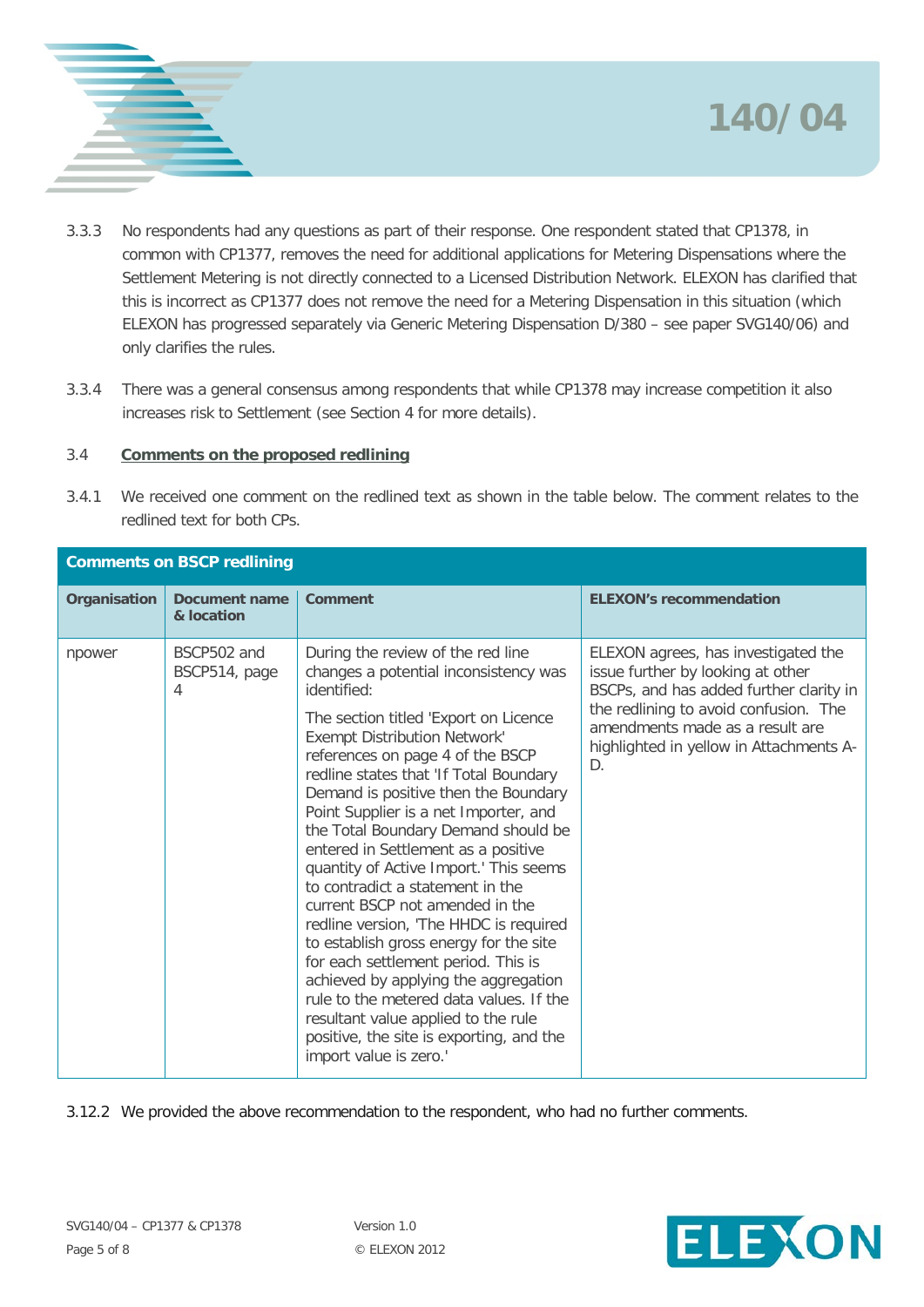3.3.3 No respondents had any questions as part of their response. One respondent stated that CP1378, in common with CP1377, removes the need for additional applications for Metering Dispensations where the Settlement Metering is not directly connected to a Licensed Distribution Network. ELEXON has clarified that this is incorrect as CP1377 does not remove the need for a Metering Dispensation in this situation (which ELEXON has progressed separately via Generic Metering Dispensation D/380 – see paper SVG140/06) and only clarifies the rules.

3.3.4 There was a general consensus among respondents that while CP1378 may increase competition it also increases risk to Settlement (see Section 4 for more details).

### 3.4 Comments on the proposed redlining

3.4.1 We received one comment on the redlined text as shown in the table below. The comment relates to the redlined text for both CPs.

**Comments on BSCP redlining**

| Organisation | Document name & location | Comment | ELEXON's recommendation |
|---|---|---|---|
| npower | BSCP502 and BSCP514, page 4 | During the review of the red line changes a potential inconsistency was identified:<br><br>The section titled 'Export on Licence Exempt Distribution Network' references on page 4 of the BSCP redline states that 'If Total Boundary Demand is positive then the Boundary Point Supplier is a net Importer, and the Total Boundary Demand should be entered in Settlement as a positive quantity of Active Import.' This seems to contradict a statement in the current BSCP not amended in the redline version, 'The HHDC is required to establish gross energy for the site for each settlement period. This is achieved by applying the aggregation rule to the metered data values. If the resultant value applied to the rule positive, the site is exporting, and the import value is zero.' | ELEXON agrees, has investigated the issue further by looking at other BSCPs, and has added further clarity in the redlining to avoid confusion. The amendments made as a result are highlighted in yellow in Attachments A-D. |

3.12.2 We provided the above recommendation to the respondent, who had no further comments.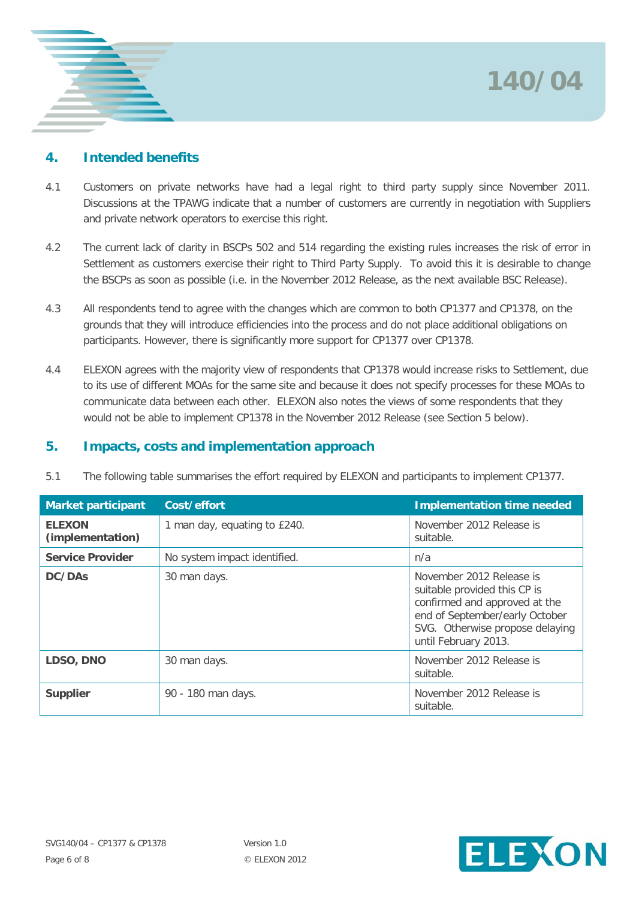## 4. Intended benefits

4.1 Customers on private networks have had a legal right to third party supply since November 2011. Discussions at the TPAWG indicate that a number of customers are currently in negotiation with Suppliers and private network operators to exercise this right.

4.2 The current lack of clarity in BSCPs 502 and 514 regarding the existing rules increases the risk of error in Settlement as customers exercise their right to Third Party Supply. To avoid this it is desirable to change the BSCPs as soon as possible (i.e. in the November 2012 Release, as the next available BSC Release).

4.3 All respondents tend to agree with the changes which are common to both CP1377 and CP1378, on the grounds that they will introduce efficiencies into the process and do not place additional obligations on participants. However, there is significantly more support for CP1377 over CP1378.

4.4 ELEXON agrees with the majority view of respondents that CP1378 would increase risks to Settlement, due to its use of different MOAs for the same site and because it does not specify processes for these MOAs to communicate data between each other. ELEXON also notes the views of some respondents that they would not be able to implement CP1378 in the November 2012 Release (see Section 5 below).

## 5. Impacts, costs and implementation approach

5.1 The following table summarises the effort required by ELEXON and participants to implement CP1377.

| Market participant | Cost/effort | Implementation time needed |
|---|---|---|
| **ELEXON (implementation)** | 1 man day, equating to £240. | November 2012 Release is suitable. |
| **Service Provider** | No system impact identified. | n/a |
| **DC/DAs** | 30 man days. | November 2012 Release is suitable provided this CP is confirmed and approved at the end of September/early October SVG. Otherwise propose delaying until February 2013. |
| **LDSO, DNO** | 30 man days. | November 2012 Release is suitable. |
| **Supplier** | 90 - 180 man days. | November 2012 Release is suitable. |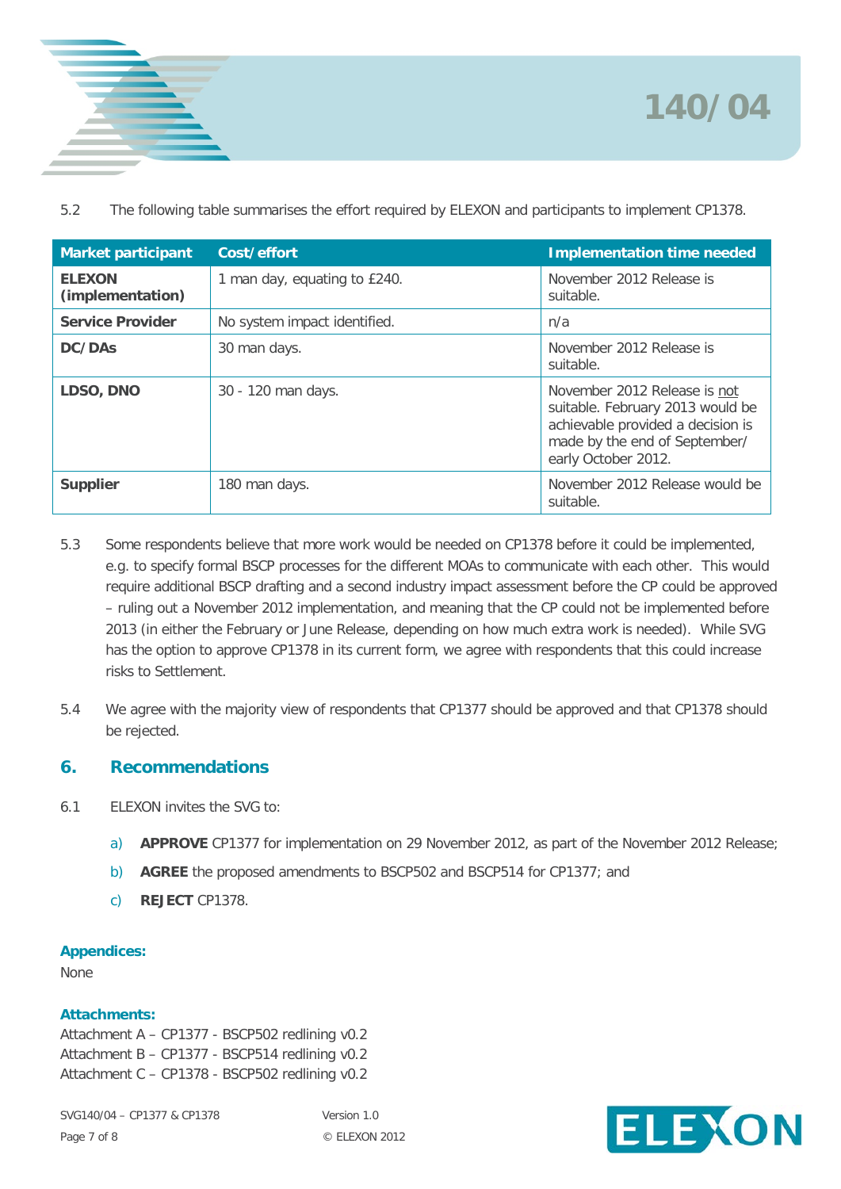5.2 The following table summarises the effort required by ELEXON and participants to implement CP1378.

| Market participant | Cost/effort | Implementation time needed |
|---|---|---|
| **ELEXON (implementation)** | 1 man day, equating to £240. | November 2012 Release is suitable. |
| **Service Provider** | No system impact identified. | n/a |
| **DC/DAs** | 30 man days. | November 2012 Release is suitable. |
| **LDSO, DNO** | 30 - 120 man days. | November 2012 Release is not suitable. February 2013 would be achievable provided a decision is made by the end of September/ early October 2012. |
| **Supplier** | 180 man days. | November 2012 Release would be suitable. |

5.3 Some respondents believe that more work would be needed on CP1378 before it could be implemented, e.g. to specify formal BSCP processes for the different MOAs to communicate with each other. This would require additional BSCP drafting and a second industry impact assessment before the CP could be approved – ruling out a November 2012 implementation, and meaning that the CP could not be implemented before 2013 (in either the February or June Release, depending on how much extra work is needed). While SVG has the option to approve CP1378 in its current form, we agree with respondents that this could increase risks to Settlement.

5.4 We agree with the majority view of respondents that CP1377 should be approved and that CP1378 should be rejected.

## 6. Recommendations

6.1 ELEXON invites the SVG to:

a) **APPROVE** CP1377 for implementation on 29 November 2012, as part of the November 2012 Release;

b) **AGREE** the proposed amendments to BSCP502 and BSCP514 for CP1377; and

c) **REJECT** CP1378.

**Appendices:**

None

**Attachments:**

Attachment A – CP1377 - BSCP502 redlining v0.2
Attachment B – CP1377 - BSCP514 redlining v0.2
Attachment C – CP1378 - BSCP502 redlining v0.2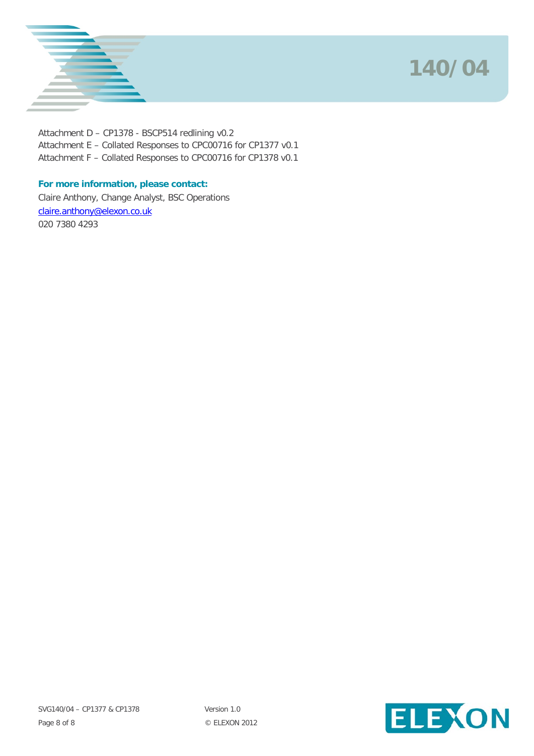Attachment D – CP1378 - BSCP514 redlining v0.2
Attachment E – Collated Responses to CPC00716 for CP1377 v0.1
Attachment F – Collated Responses to CPC00716 for CP1378 v0.1

**For more information, please contact:**

Claire Anthony, Change Analyst, BSC Operations
[claire.anthony@elexon.co.uk](mailto:claire.anthony@elexon.co.uk)
020 7380 4293